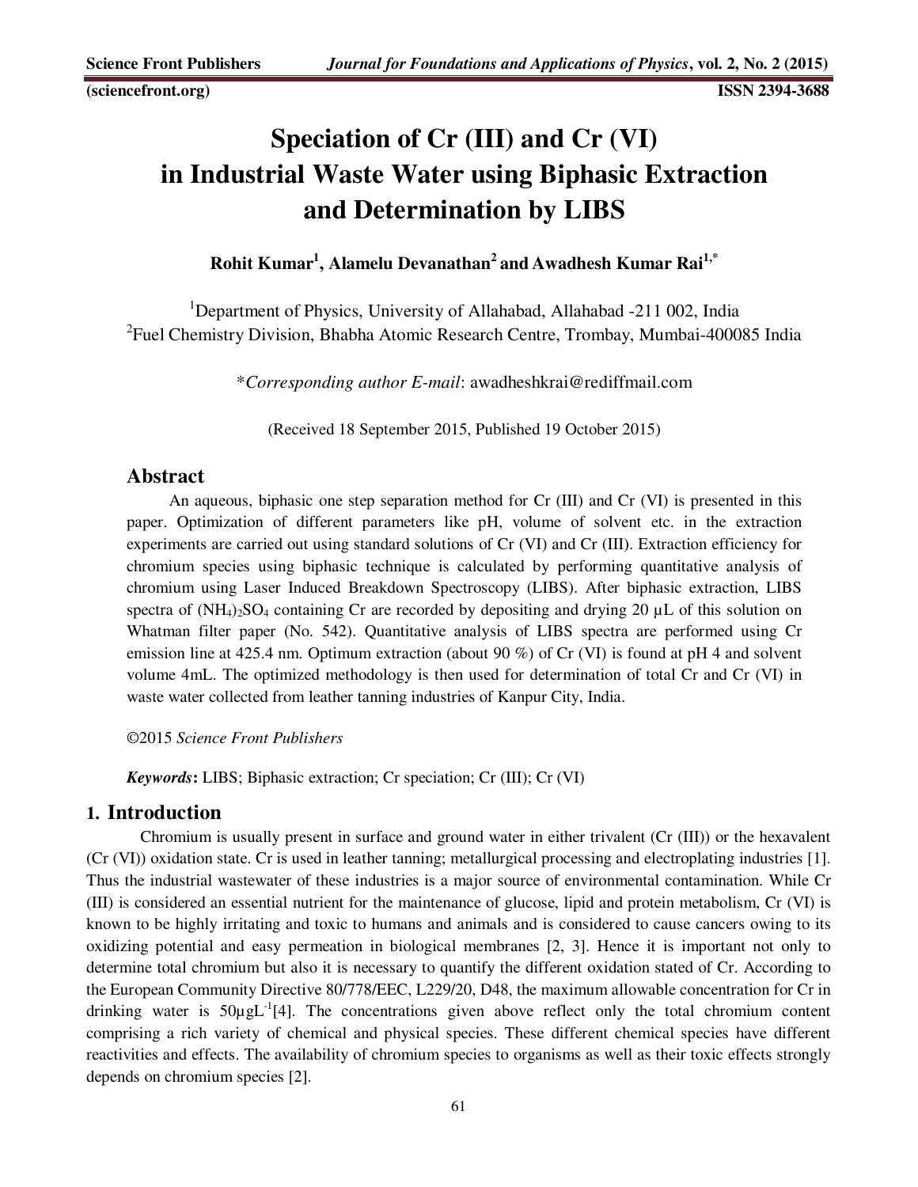# Speciation of Cr (III) and Cr (VI) in Industrial Waste Water using Biphasic Extraction and Determination by LIBS

**Rohit Kumar[1], Alamelu Devanathan[2] and Awadhesh Kumar Rai[1,*]**

[1]Department of Physics, University of Allahabad, Allahabad -211 002, India
[2]Fuel Chemistry Division, Bhabha Atomic Research Centre, Trombay, Mumbai-400085 India

**Corresponding author E-mail*: awadheshkrai@rediffmail.com

(Received 18 September 2015, Published 19 October 2015)

## Abstract

An aqueous, biphasic one step separation method for Cr (III) and Cr (VI) is presented in this paper. Optimization of different parameters like pH, volume of solvent etc. in the extraction experiments are carried out using standard solutions of Cr (VI) and Cr (III). Extraction efficiency for chromium species using biphasic technique is calculated by performing quantitative analysis of chromium using Laser Induced Breakdown Spectroscopy (LIBS). After biphasic extraction, LIBS spectra of $(NH_4)_2SO_4$ containing Cr are recorded by depositing and drying 20 µL of this solution on Whatman filter paper (No. 542). Quantitative analysis of LIBS spectra are performed using Cr emission line at 425.4 nm. Optimum extraction (about 90 %) of Cr (VI) is found at pH 4 and solvent volume 4mL. The optimized methodology is then used for determination of total Cr and Cr (VI) in waste water collected from leather tanning industries of Kanpur City, India.

©2015 *Science Front Publishers*

***Keywords*:** LIBS; Biphasic extraction; Cr speciation; Cr (III); Cr (VI)

## 1. Introduction

Chromium is usually present in surface and ground water in either trivalent (Cr (III)) or the hexavalent (Cr (VI)) oxidation state. Cr is used in leather tanning; metallurgical processing and electroplating industries [1]. Thus the industrial wastewater of these industries is a major source of environmental contamination. While Cr (III) is considered an essential nutrient for the maintenance of glucose, lipid and protein metabolism, Cr (VI) is known to be highly irritating and toxic to humans and animals and is considered to cause cancers owing to its oxidizing potential and easy permeation in biological membranes [2, 3]. Hence it is important not only to determine total chromium but also it is necessary to quantify the different oxidation stated of Cr. According to the European Community Directive 80/778/EEC, L229/20, D48, the maximum allowable concentration for Cr in drinking water is $50 \mu g L^{-1}$[4]. The concentrations given above reflect only the total chromium content comprising a rich variety of chemical and physical species. These different chemical species have different reactivities and effects. The availability of chromium species to organisms as well as their toxic effects strongly depends on chromium species [2].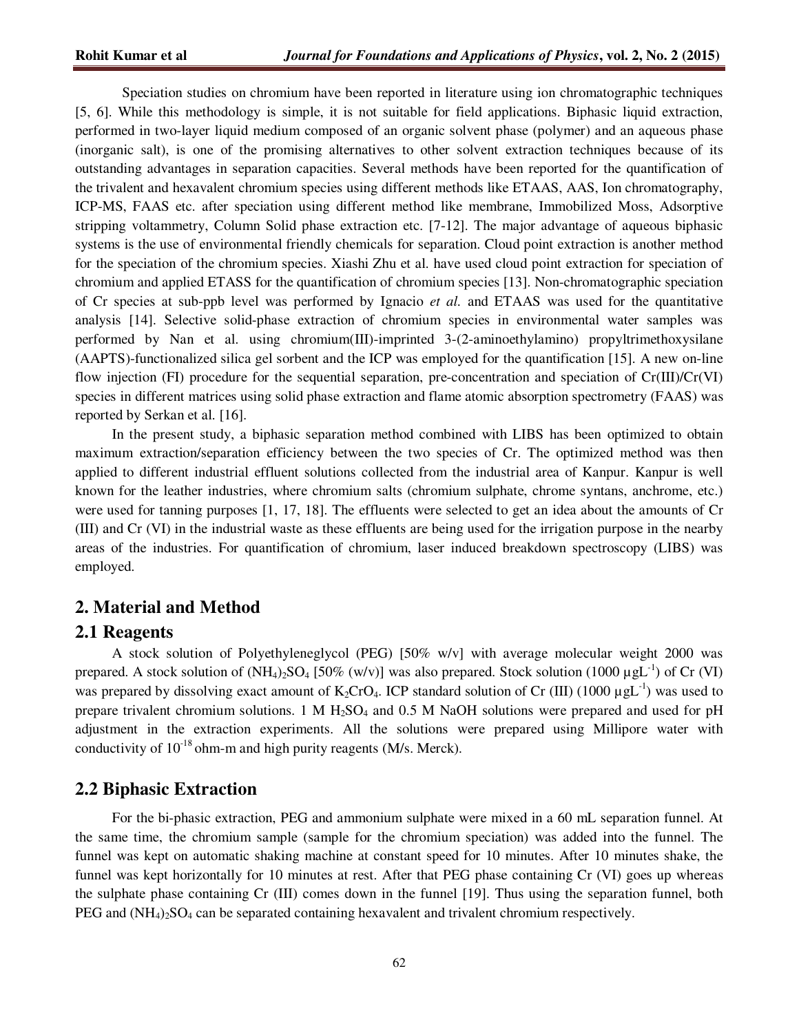Speciation studies on chromium have been reported in literature using ion chromatographic techniques [5, 6]. While this methodology is simple, it is not suitable for field applications. Biphasic liquid extraction, performed in two-layer liquid medium composed of an organic solvent phase (polymer) and an aqueous phase (inorganic salt), is one of the promising alternatives to other solvent extraction techniques because of its outstanding advantages in separation capacities. Several methods have been reported for the quantification of the trivalent and hexavalent chromium species using different methods like ETAAS, AAS, Ion chromatography, ICP-MS, FAAS etc. after speciation using different method like membrane, Immobilized Moss, Adsorptive stripping voltammetry, Column Solid phase extraction etc. [7-12]. The major advantage of aqueous biphasic systems is the use of environmental friendly chemicals for separation. Cloud point extraction is another method for the speciation of the chromium species. Xiashi Zhu et al. have used cloud point extraction for speciation of chromium and applied ETASS for the quantification of chromium species [13]. Non-chromatographic speciation of Cr species at sub-ppb level was performed by Ignacio *et al.* and ETAAS was used for the quantitative analysis [14]. Selective solid-phase extraction of chromium species in environmental water samples was performed by Nan et al. using chromium(III)-imprinted 3-(2-aminoethylamino) propyltrimethoxysilane (AAPTS)-functionalized silica gel sorbent and the ICP was employed for the quantification [15]. A new on-line flow injection (FI) procedure for the sequential separation, pre-concentration and speciation of Cr(III)/Cr(VI) species in different matrices using solid phase extraction and flame atomic absorption spectrometry (FAAS) was reported by Serkan et al. [16].

In the present study, a biphasic separation method combined with LIBS has been optimized to obtain maximum extraction/separation efficiency between the two species of Cr. The optimized method was then applied to different industrial effluent solutions collected from the industrial area of Kanpur. Kanpur is well known for the leather industries, where chromium salts (chromium sulphate, chrome syntans, anchrome, etc.) were used for tanning purposes [1, 17, 18]. The effluents were selected to get an idea about the amounts of Cr (III) and Cr (VI) in the industrial waste as these effluents are being used for the irrigation purpose in the nearby areas of the industries. For quantification of chromium, laser induced breakdown spectroscopy (LIBS) was employed.

## 2. Material and Method

### 2.1 Reagents

A stock solution of Polyethyleneglycol (PEG) [50% w/v] with average molecular weight 2000 was prepared. A stock solution of $(NH_4)_2SO_4$ [50% (w/v)] was also prepared. Stock solution (1000 $\mu gL^{-1}$) of Cr (VI) was prepared by dissolving exact amount of $K_2CrO_4$. ICP standard solution of Cr (III) (1000 $\mu gL^{-1}$) was used to prepare trivalent chromium solutions. 1 M $H_2SO_4$ and 0.5 M NaOH solutions were prepared and used for pH adjustment in the extraction experiments. All the solutions were prepared using Millipore water with conductivity of $10^{-18}$ ohm-m and high purity reagents (M/s. Merck).

### 2.2 Biphasic Extraction

For the bi-phasic extraction, PEG and ammonium sulphate were mixed in a 60 mL separation funnel. At the same time, the chromium sample (sample for the chromium speciation) was added into the funnel. The funnel was kept on automatic shaking machine at constant speed for 10 minutes. After 10 minutes shake, the funnel was kept horizontally for 10 minutes at rest. After that PEG phase containing Cr (VI) goes up whereas the sulphate phase containing Cr (III) comes down in the funnel [19]. Thus using the separation funnel, both PEG and $(NH_4)_2SO_4$ can be separated containing hexavalent and trivalent chromium respectively.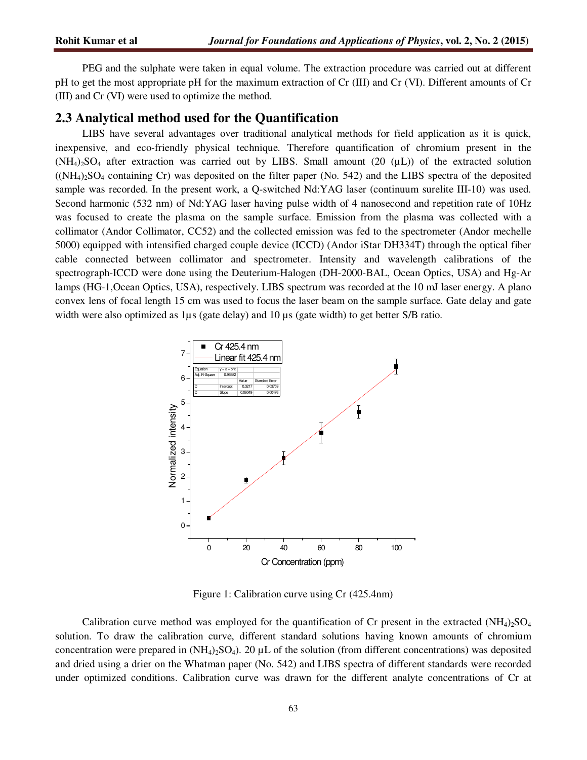PEG and the sulphate were taken in equal volume. The extraction procedure was carried out at different pH to get the most appropriate pH for the maximum extraction of Cr (III) and Cr (VI). Different amounts of Cr (III) and Cr (VI) were used to optimize the method.

## 2.3 Analytical method used for the Quantification

LIBS have several advantages over traditional analytical methods for field application as it is quick, inexpensive, and eco-friendly physical technique. Therefore quantification of chromium present in the $(NH_4)_2SO_4$ after extraction was carried out by LIBS. Small amount (20 (µL)) of the extracted solution ($(NH_4)_2SO_4$ containing Cr) was deposited on the filter paper (No. 542) and the LIBS spectra of the deposited sample was recorded. In the present work, a Q-switched Nd:YAG laser (continuum surelite III-10) was used. Second harmonic (532 nm) of Nd:YAG laser having pulse width of 4 nanosecond and repetition rate of 10Hz was focused to create the plasma on the sample surface. Emission from the plasma was collected with a collimator (Andor Collimator, CC52) and the collected emission was fed to the spectrometer (Andor mechelle 5000) equipped with intensified charged couple device (ICCD) (Andor iStar DH334T) through the optical fiber cable connected between collimator and spectrometer. Intensity and wavelength calibrations of the spectrograph-ICCD were done using the Deuterium-Halogen (DH-2000-BAL, Ocean Optics, USA) and Hg-Ar lamps (HG-1,Ocean Optics, USA), respectively. LIBS spectrum was recorded at the 10 mJ laser energy. A plano convex lens of focal length 15 cm was used to focus the laser beam on the sample surface. Gate delay and gate width were also optimized as 1µs (gate delay) and 10 µs (gate width) to get better S/B ratio.

Cr 425.4 nm
Linear fit 425.4 nm
Equation y = a + b*x
Adj. R-Square 0.96982
Value Standard Error
C Intercept 0.3217 0.03759
C Slope 0.06049 0.00476
Normalized intensity
Cr Concentration (ppm)

Figure 1: Calibration curve using Cr (425.4nm)

Calibration curve method was employed for the quantification of Cr present in the extracted $(NH_4)_2SO_4$ solution. To draw the calibration curve, different standard solutions having known amounts of chromium concentration were prepared in $(NH_4)_2SO_4$). 20 µL of the solution (from different concentrations) was deposited and dried using a drier on the Whatman paper (No. 542) and LIBS spectra of different standards were recorded under optimized conditions. Calibration curve was drawn for the different analyte concentrations of Cr at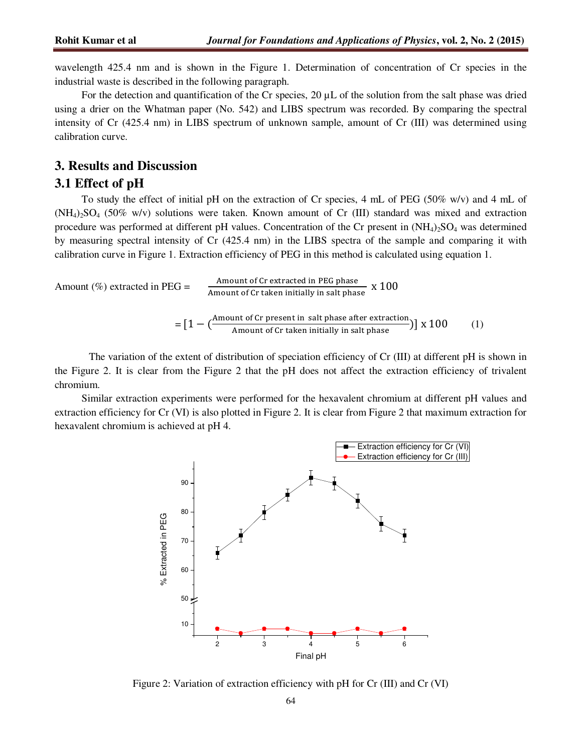wavelength 425.4 nm and is shown in the Figure 1. Determination of concentration of Cr species in the industrial waste is described in the following paragraph.

For the detection and quantification of the Cr species, 20 µL of the solution from the salt phase was dried using a drier on the Whatman paper (No. 542) and LIBS spectrum was recorded. By comparing the spectral intensity of Cr (425.4 nm) in LIBS spectrum of unknown sample, amount of Cr (III) was determined using calibration curve.

## 3. Results and Discussion

### 3.1 Effect of pH

To study the effect of initial pH on the extraction of Cr species, 4 mL of PEG (50% w/v) and 4 mL of $(NH_4)_2SO_4$ (50% w/v) solutions were taken. Known amount of Cr (III) standard was mixed and extraction procedure was performed at different pH values. Concentration of the Cr present in $(NH_4)_2SO_4$ was determined by measuring spectral intensity of Cr (425.4 nm) in the LIBS spectra of the sample and comparing it with calibration curve in Figure 1. Extraction efficiency of PEG in this method is calculated using equation 1.

$$\text{Amount (\%) extracted in PEG} = \frac{\text{Amount of Cr extracted in PEG phase}}{\text{Amount of Cr taken initially in salt phase}} \text{ x } 100$$

$$= [1 - (\frac{\text{Amount of Cr present in salt phase after extraction}}{\text{Amount of Cr taken initially in salt phase}})] \text{ x } 100 \qquad (1)$$

The variation of the extent of distribution of speciation efficiency of Cr (III) at different pH is shown in the Figure 2. It is clear from the Figure 2 that the pH does not affect the extraction efficiency of trivalent chromium.

Similar extraction experiments were performed for the hexavalent chromium at different pH values and extraction efficiency for Cr (VI) is also plotted in Figure 2. It is clear from Figure 2 that maximum extraction for hexavalent chromium is achieved at pH 4.

Extraction efficiency for Cr (VI)
Extraction efficiency for Cr (III)
% Extracted in PEG
90
80
70
60
50
10
2
3
4
5
6
Final pH

Figure 2: Variation of extraction efficiency with pH for Cr (III) and Cr (VI)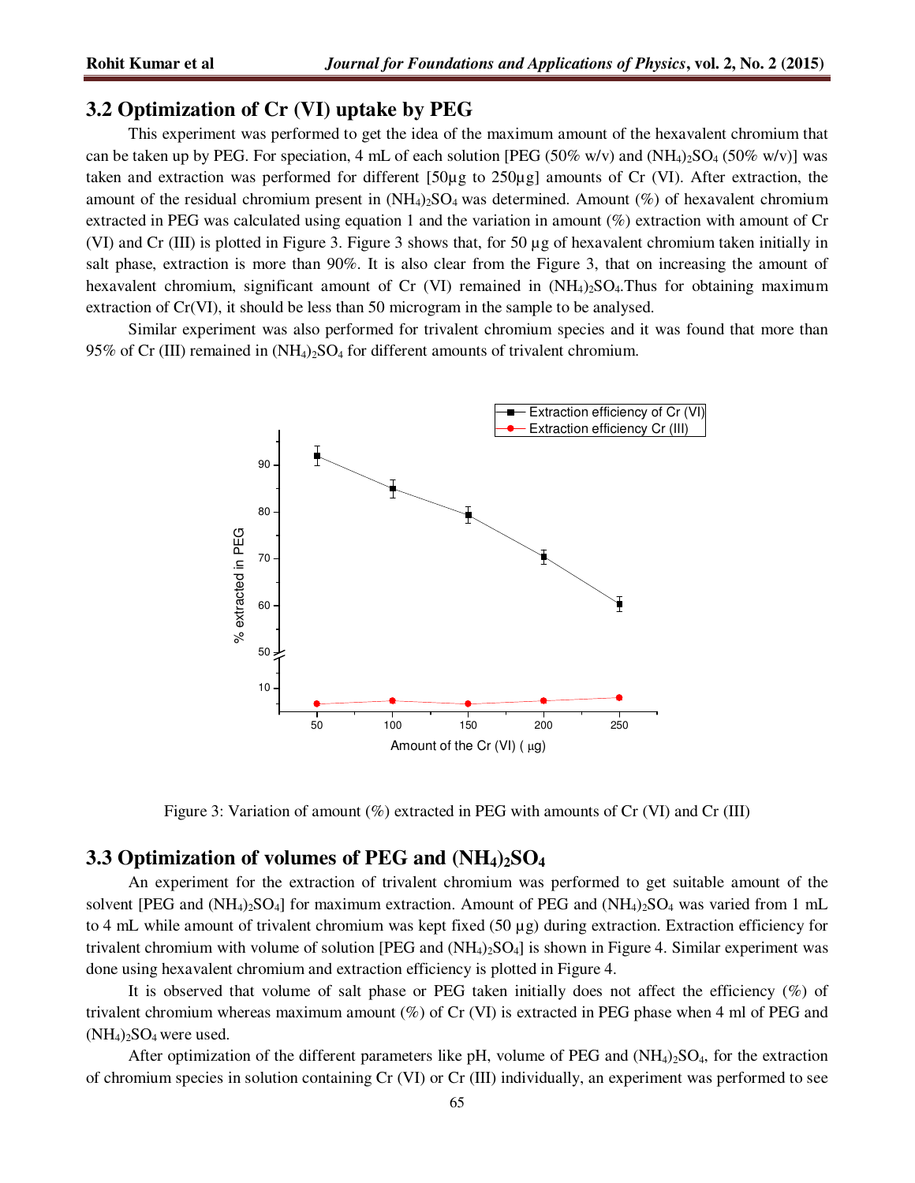## 3.2 Optimization of Cr (VI) uptake by PEG

This experiment was performed to get the idea of the maximum amount of the hexavalent chromium that can be taken up by PEG. For speciation, 4 mL of each solution [PEG (50% w/v) and $(NH_4)_2SO_4$ (50% w/v)] was taken and extraction was performed for different [50µg to 250µg] amounts of Cr (VI). After extraction, the amount of the residual chromium present in $(NH_4)_2SO_4$ was determined. Amount (%) of hexavalent chromium extracted in PEG was calculated using equation 1 and the variation in amount (%) extraction with amount of Cr (VI) and Cr (III) is plotted in Figure 3. Figure 3 shows that, for 50 µg of hexavalent chromium taken initially in salt phase, extraction is more than 90%. It is also clear from the Figure 3, that on increasing the amount of hexavalent chromium, significant amount of Cr (VI) remained in $(NH_4)_2SO_4$.Thus for obtaining maximum extraction of Cr(VI), it should be less than 50 microgram in the sample to be analysed.

Similar experiment was also performed for trivalent chromium species and it was found that more than 95% of Cr (III) remained in $(NH_4)_2SO_4$ for different amounts of trivalent chromium.

Extraction efficiency of Cr (VI)
Extraction efficiency Cr (III)
% extracted in PEG
90
80
70
60
50
10
50
100
150
200
250
Amount of the Cr (VI) ( µg)

Figure 3: Variation of amount (%) extracted in PEG with amounts of Cr (VI) and Cr (III)

## 3.3 Optimization of volumes of PEG and $(NH_4)_2SO_4$

An experiment for the extraction of trivalent chromium was performed to get suitable amount of the solvent [PEG and $(NH_4)_2SO_4$] for maximum extraction. Amount of PEG and $(NH_4)_2SO_4$ was varied from 1 mL to 4 mL while amount of trivalent chromium was kept fixed (50 µg) during extraction. Extraction efficiency for trivalent chromium with volume of solution [PEG and $(NH_4)_2SO_4$] is shown in Figure 4. Similar experiment was done using hexavalent chromium and extraction efficiency is plotted in Figure 4.

It is observed that volume of salt phase or PEG taken initially does not affect the efficiency (%) of trivalent chromium whereas maximum amount (%) of Cr (VI) is extracted in PEG phase when 4 ml of PEG and $(NH_4)_2SO_4$ were used.

After optimization of the different parameters like pH, volume of PEG and $(NH_4)_2SO_4$, for the extraction of chromium species in solution containing Cr (VI) or Cr (III) individually, an experiment was performed to see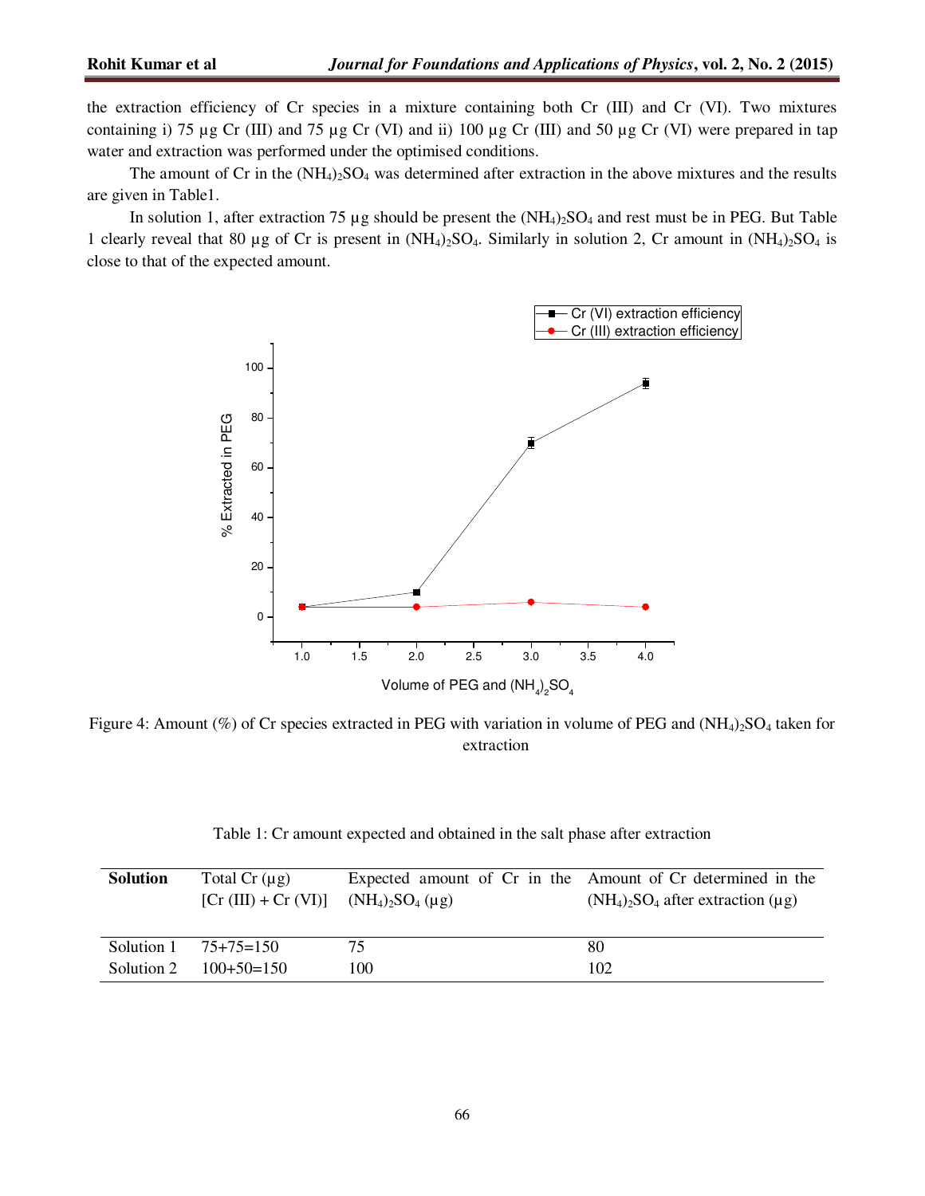the extraction efficiency of Cr species in a mixture containing both Cr (III) and Cr (VI). Two mixtures containing i) 75 µg Cr (III) and 75 µg Cr (VI) and ii) 100 µg Cr (III) and 50 µg Cr (VI) were prepared in tap water and extraction was performed under the optimised conditions.

The amount of Cr in the $(NH_4)_2SO_4$ was determined after extraction in the above mixtures and the results are given in Table1.

In solution 1, after extraction 75 µg should be present the $(NH_4)_2SO_4$ and rest must be in PEG. But Table 1 clearly reveal that 80 µg of Cr is present in $(NH_4)_2SO_4$. Similarly in solution 2, Cr amount in $(NH_4)_2SO_4$ is close to that of the expected amount.

Figure 4: Amount (%) of Cr species extracted in PEG with variation in volume of PEG and $(NH_4)_2SO_4$ taken for extraction

Table 1: Cr amount expected and obtained in the salt phase after extraction

| Solution | Total Cr (µg) [Cr (III) + Cr (VI)] | Expected amount of Cr in the $(NH_4)_2SO_4$ (µg) | Amount of Cr determined in the $(NH_4)_2SO_4$ after extraction (µg) |
|---|---|---|---|
| Solution 1 | 75+75=150 | 75 | 80 |
| Solution 2 | 100+50=150 | 100 | 102 |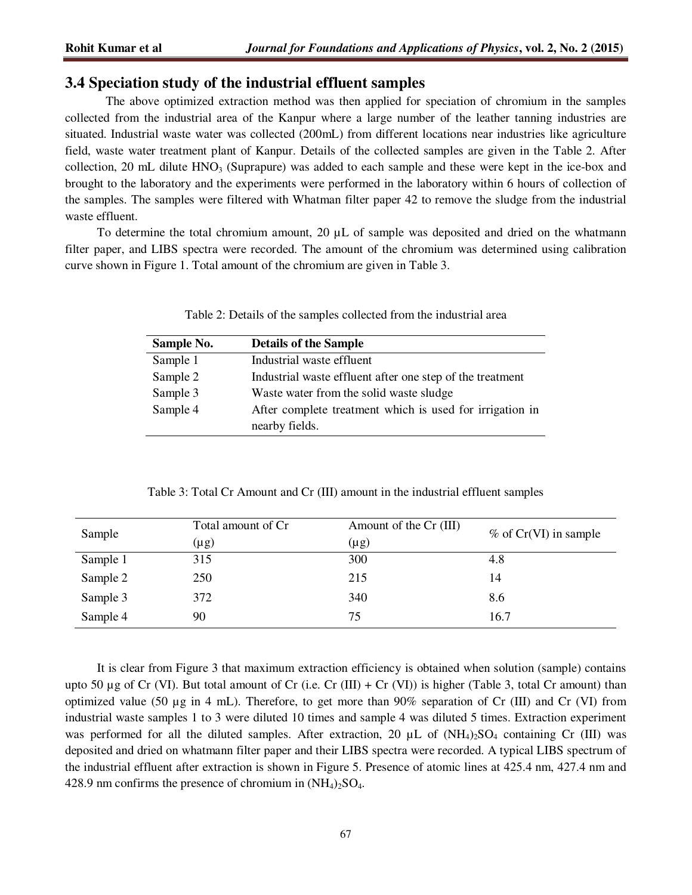## 3.4 Speciation study of the industrial effluent samples

The above optimized extraction method was then applied for speciation of chromium in the samples collected from the industrial area of the Kanpur where a large number of the leather tanning industries are situated. Industrial waste water was collected (200mL) from different locations near industries like agriculture field, waste water treatment plant of Kanpur. Details of the collected samples are given in the Table 2. After collection, 20 mL dilute $HNO_3$ (Suprapure) was added to each sample and these were kept in the ice-box and brought to the laboratory and the experiments were performed in the laboratory within 6 hours of collection of the samples. The samples were filtered with Whatman filter paper 42 to remove the sludge from the industrial waste effluent.

To determine the total chromium amount, 20 µL of sample was deposited and dried on the whatmann filter paper, and LIBS spectra were recorded. The amount of the chromium was determined using calibration curve shown in Figure 1. Total amount of the chromium are given in Table 3.

Table 2: Details of the samples collected from the industrial area

| Sample No. | Details of the Sample |
|---|---|
| Sample 1 | Industrial waste effluent |
| Sample 2 | Industrial waste effluent after one step of the treatment |
| Sample 3 | Waste water from the solid waste sludge |
| Sample 4 | After complete treatment which is used for irrigation in nearby fields. |

Table 3: Total Cr Amount and Cr (III) amount in the industrial effluent samples

| Sample | Total amount of Cr (µg) | Amount of the Cr (III) (µg) | % of Cr(VI) in sample |
|---|---|---|---|
| Sample 1 | 315 | 300 | 4.8 |
| Sample 2 | 250 | 215 | 14 |
| Sample 3 | 372 | 340 | 8.6 |
| Sample 4 | 90 | 75 | 16.7 |

It is clear from Figure 3 that maximum extraction efficiency is obtained when solution (sample) contains upto 50 µg of Cr (VI). But total amount of Cr (i.e. Cr (III) + Cr (VI)) is higher (Table 3, total Cr amount) than optimized value (50 µg in 4 mL). Therefore, to get more than 90% separation of Cr (III) and Cr (VI) from industrial waste samples 1 to 3 were diluted 10 times and sample 4 was diluted 5 times. Extraction experiment was performed for all the diluted samples. After extraction, 20 µL of $(NH_4)_2SO_4$ containing Cr (III) was deposited and dried on whatmann filter paper and their LIBS spectra were recorded. A typical LIBS spectrum of the industrial effluent after extraction is shown in Figure 5. Presence of atomic lines at 425.4 nm, 427.4 nm and 428.9 nm confirms the presence of chromium in $(NH_4)_2SO_4$.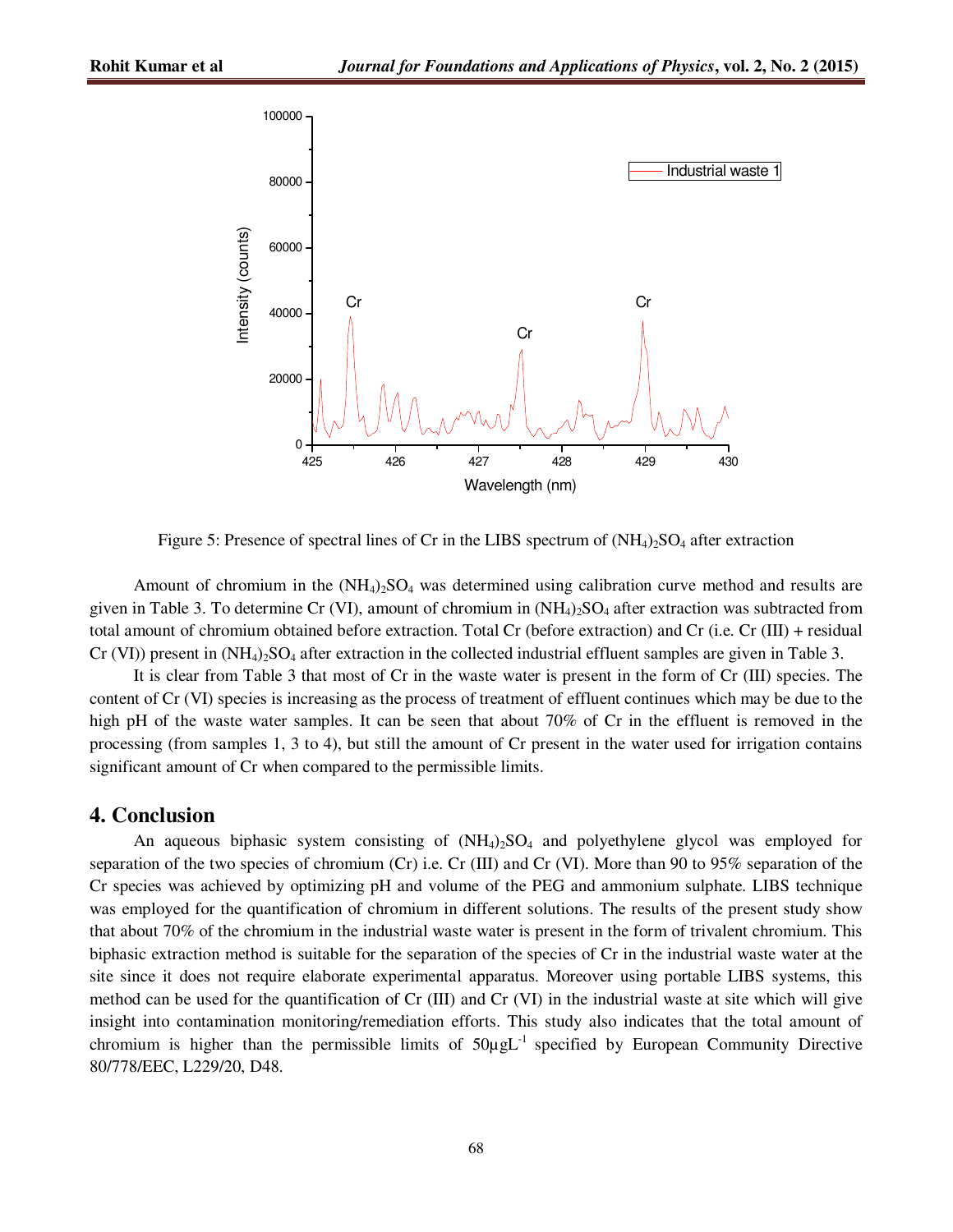100000
80000
60000
40000
20000
0
Intensity (counts)
Industrial waste 1
Cr
Cr
Cr
425
426
427
428
429
430
Wavelength (nm)

Figure 5: Presence of spectral lines of Cr in the LIBS spectrum of $(NH_4)_2SO_4$ after extraction

Amount of chromium in the $(NH_4)_2SO_4$ was determined using calibration curve method and results are given in Table 3. To determine Cr (VI), amount of chromium in $(NH_4)_2SO_4$ after extraction was subtracted from total amount of chromium obtained before extraction. Total Cr (before extraction) and Cr (i.e. Cr (III) + residual Cr (VI)) present in $(NH_4)_2SO_4$ after extraction in the collected industrial effluent samples are given in Table 3.

It is clear from Table 3 that most of Cr in the waste water is present in the form of Cr (III) species. The content of Cr (VI) species is increasing as the process of treatment of effluent continues which may be due to the high pH of the waste water samples. It can be seen that about 70% of Cr in the effluent is removed in the processing (from samples 1, 3 to 4), but still the amount of Cr present in the water used for irrigation contains significant amount of Cr when compared to the permissible limits.

## 4. Conclusion

An aqueous biphasic system consisting of $(NH_4)_2SO_4$ and polyethylene glycol was employed for separation of the two species of chromium (Cr) i.e. Cr (III) and Cr (VI). More than 90 to 95% separation of the Cr species was achieved by optimizing pH and volume of the PEG and ammonium sulphate. LIBS technique was employed for the quantification of chromium in different solutions. The results of the present study show that about 70% of the chromium in the industrial waste water is present in the form of trivalent chromium. This biphasic extraction method is suitable for the separation of the species of Cr in the industrial waste water at the site since it does not require elaborate experimental apparatus. Moreover using portable LIBS systems, this method can be used for the quantification of Cr (III) and Cr (VI) in the industrial waste at site which will give insight into contamination monitoring/remediation efforts. This study also indicates that the total amount of chromium is higher than the permissible limits of $50 \mu g L^{-1}$ specified by European Community Directive 80/778/EEC, L229/20, D48.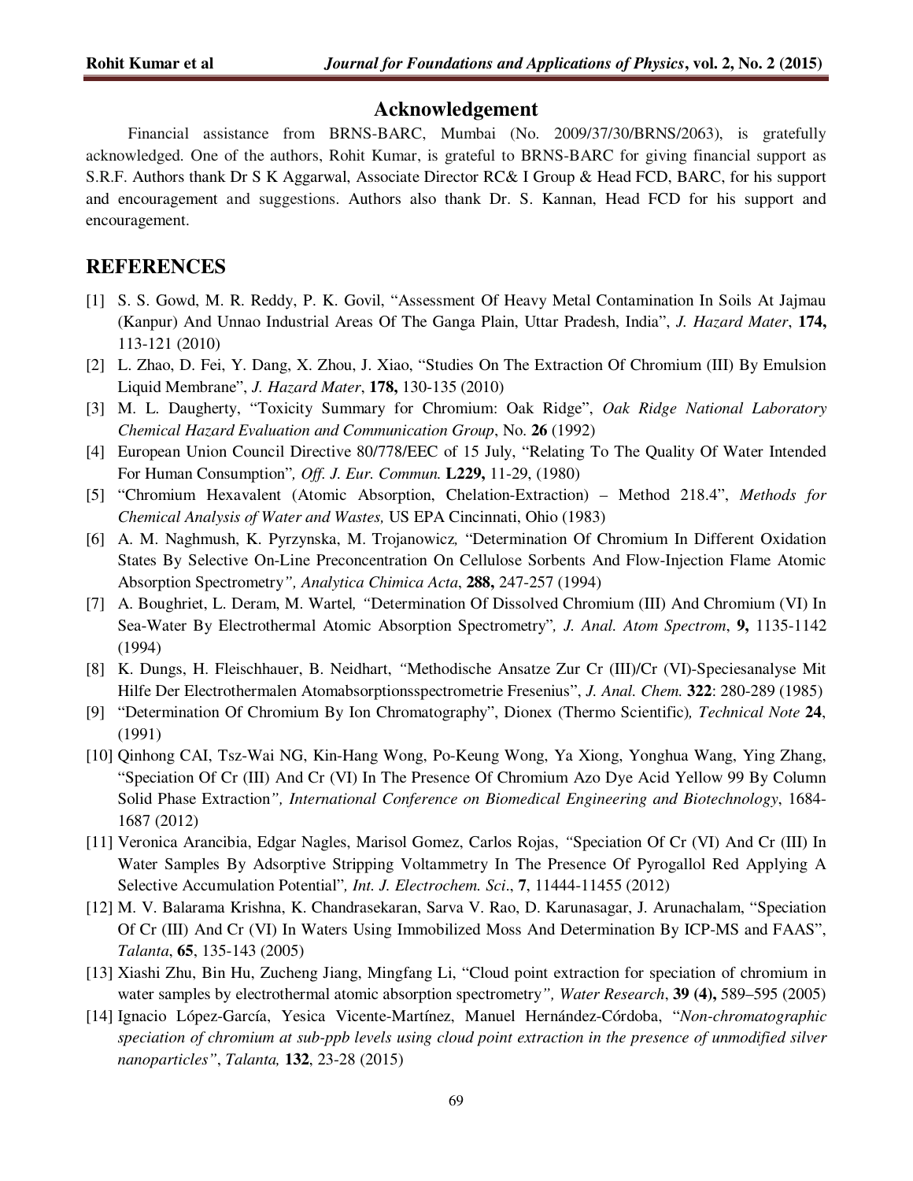## Acknowledgement

Financial assistance from BRNS-BARC, Mumbai (No. 2009/37/30/BRNS/2063), is gratefully acknowledged. One of the authors, Rohit Kumar, is grateful to BRNS-BARC for giving financial support as S.R.F. Authors thank Dr S K Aggarwal, Associate Director RC& I Group & Head FCD, BARC, for his support and encouragement and suggestions. Authors also thank Dr. S. Kannan, Head FCD for his support and encouragement.

## REFERENCES

[1] S. S. Gowd, M. R. Reddy, P. K. Govil, "Assessment Of Heavy Metal Contamination In Soils At Jajmau (Kanpur) And Unnao Industrial Areas Of The Ganga Plain, Uttar Pradesh, India", *J. Hazard Mater*, **174,** 113-121 (2010)

[2] L. Zhao, D. Fei, Y. Dang, X. Zhou, J. Xiao, "Studies On The Extraction Of Chromium (III) By Emulsion Liquid Membrane", *J. Hazard Mater*, **178,** 130-135 (2010)

[3] M. L. Daugherty, "Toxicity Summary for Chromium: Oak Ridge", *Oak Ridge National Laboratory Chemical Hazard Evaluation and Communication Group*, No. **26** (1992)

[4] European Union Council Directive 80/778/EEC of 15 July, "Relating To The Quality Of Water Intended For Human Consumption"*, Off. J. Eur. Commun.* **L229,** 11-29, (1980)

[5] "Chromium Hexavalent (Atomic Absorption, Chelation-Extraction) – Method 218.4", *Methods for Chemical Analysis of Water and Wastes,* US EPA Cincinnati, Ohio (1983)

[6] A. M. Naghmush, K. Pyrzynska, M. Trojanowicz*,* "Determination Of Chromium In Different Oxidation States By Selective On-Line Preconcentration On Cellulose Sorbents And Flow-Injection Flame Atomic Absorption Spectrometry*", Analytica Chimica Acta*, **288,** 247-257 (1994)

[7] A. Boughriet, L. Deram, M. Wartel*, "*Determination Of Dissolved Chromium (III) And Chromium (VI) In Sea-Water By Electrothermal Atomic Absorption Spectrometry"*, J. Anal. Atom Spectrom*, **9,** 1135-1142 (1994)

[8] K. Dungs, H. Fleischhauer, B. Neidhart, *"*Methodische Ansatze Zur Cr (III)/Cr (VI)-Speciesanalyse Mit Hilfe Der Electrothermalen Atomabsorptionsspectrometrie Fresenius", *J. Anal. Chem.* **322**: 280-289 (1985)

[9] "Determination Of Chromium By Ion Chromatography", Dionex (Thermo Scientific)*, Technical Note* **24**, (1991)

[10] Qinhong CAI, Tsz-Wai NG, Kin-Hang Wong, Po-Keung Wong, Ya Xiong, Yonghua Wang, Ying Zhang, "Speciation Of Cr (III) And Cr (VI) In The Presence Of Chromium Azo Dye Acid Yellow 99 By Column Solid Phase Extraction*", International Conference on Biomedical Engineering and Biotechnology*, 1684-1687 (2012)

[11] Veronica Arancibia, Edgar Nagles, Marisol Gomez, Carlos Rojas, *"*Speciation Of Cr (VI) And Cr (III) In Water Samples By Adsorptive Stripping Voltammetry In The Presence Of Pyrogallol Red Applying A Selective Accumulation Potential"*, Int. J. Electrochem. Sci*., **7**, 11444-11455 (2012)

[12] M. V. Balarama Krishna, K. Chandrasekaran, Sarva V. Rao, D. Karunasagar, J. Arunachalam, "Speciation Of Cr (III) And Cr (VI) In Waters Using Immobilized Moss And Determination By ICP-MS and FAAS", *Talanta*, **65**, 135-143 (2005)

[13] Xiashi Zhu, Bin Hu, Zucheng Jiang, Mingfang Li, "Cloud point extraction for speciation of chromium in water samples by electrothermal atomic absorption spectrometry*", Water Research*, **39 (4),** 589–595 (2005)

[14] Ignacio López-García, Yesica Vicente-Martínez, Manuel Hernández-Córdoba, "*Non-chromatographic speciation of chromium at sub-ppb levels using cloud point extraction in the presence of unmodified silver nanoparticles"*, *Talanta,* **132**, 23-28 (2015)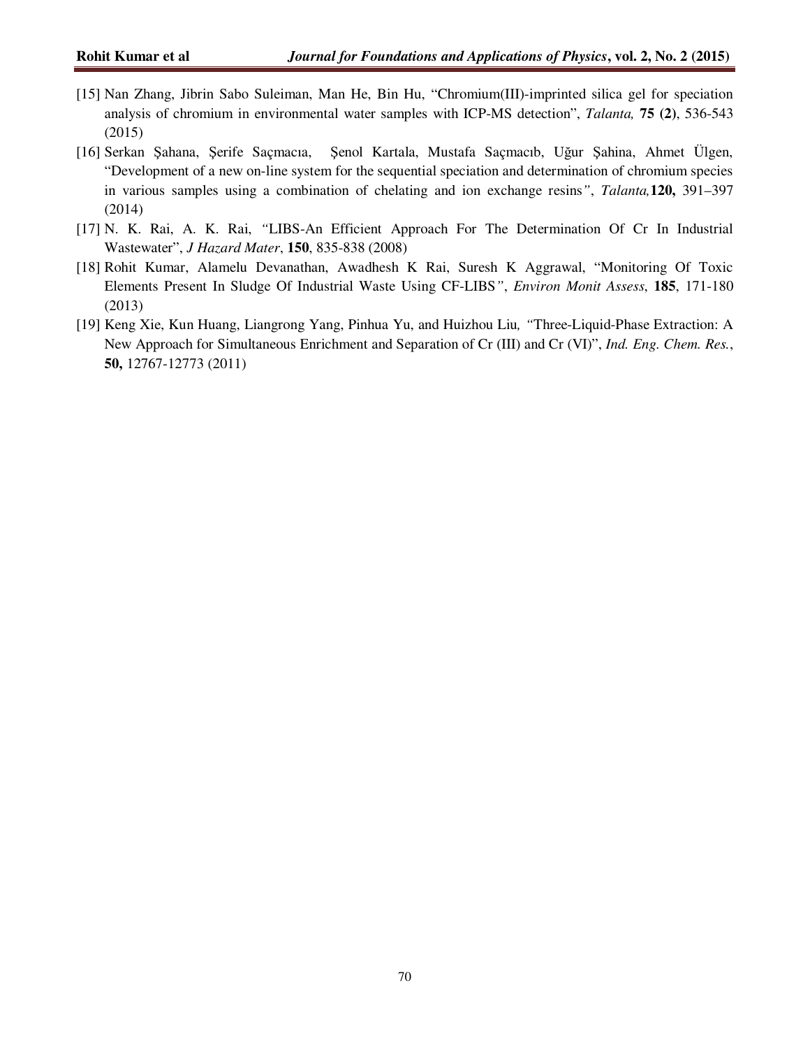[15] Nan Zhang, Jibrin Sabo Suleiman, Man He, Bin Hu, "Chromium(III)-imprinted silica gel for speciation analysis of chromium in environmental water samples with ICP-MS detection", *Talanta,* **75 (2)**, 536-543 (2015)

[16] Serkan Şahana, Şerife Saçmacıa, Şenol Kartala, Mustafa Saçmacıb, Uğur Şahina, Ahmet Ülgen, "Development of a new on-line system for the sequential speciation and determination of chromium species in various samples using a combination of chelating and ion exchange resins", *Talanta,* **120,** 391–397 (2014)

[17] N. K. Rai, A. K. Rai, "LIBS-An Efficient Approach For The Determination Of Cr In Industrial Wastewater", *J Hazard Mater*, **150**, 835-838 (2008)

[18] Rohit Kumar, Alamelu Devanathan, Awadhesh K Rai, Suresh K Aggrawal, "Monitoring Of Toxic Elements Present In Sludge Of Industrial Waste Using CF-LIBS", *Environ Monit Assess*, **185**, 171-180 (2013)

[19] Keng Xie, Kun Huang, Liangrong Yang, Pinhua Yu, and Huizhou Liu, "Three-Liquid-Phase Extraction: A New Approach for Simultaneous Enrichment and Separation of Cr (III) and Cr (VI)", *Ind. Eng. Chem. Res.*, **50,** 12767-12773 (2011)